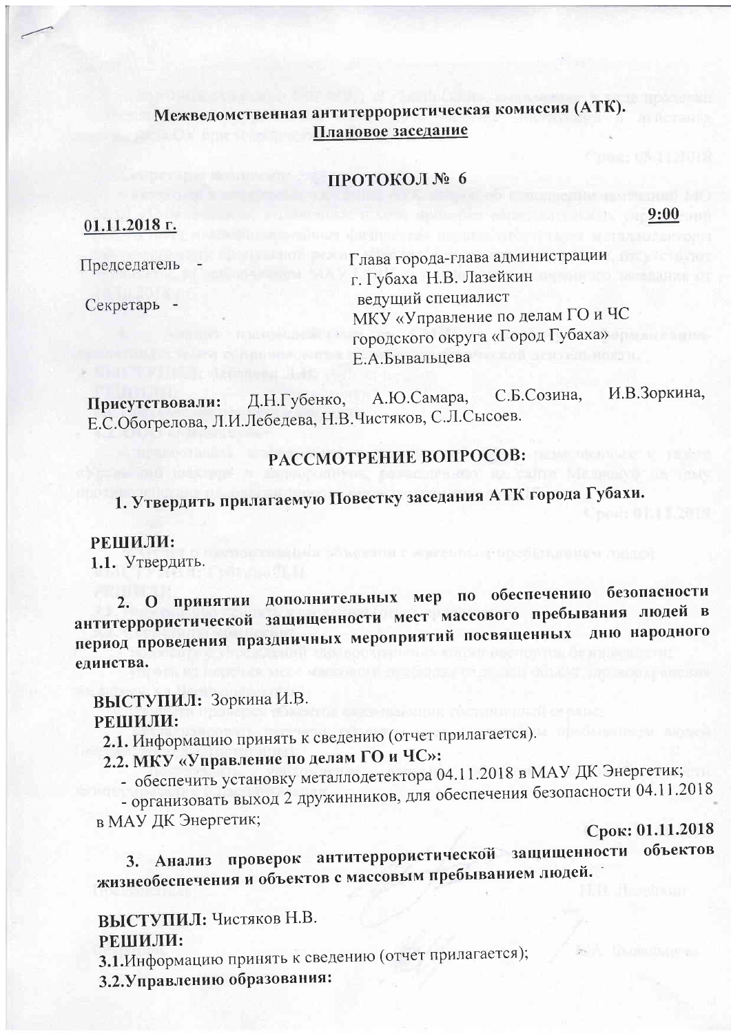**Межведомственная антитеррористическая комиссия (АТК).**
**Плановое заседание**

**ПРОТОКОЛ № 6**

**01.11.2018 г.** **9:00**

Председатель - Глава города-глава администрации г. Губаха Н.В. Лазейкин

Секретарь - ведущий специалист МКУ «Управление по делам ГО и ЧС городского округа «Город Губаха» Е.А.Бывальцева

**Присутствовали:** Д.Н.Губенко, А.Ю.Самара, С.Б.Созина, И.В.Зоркина, Е.С.Обогрелова, Л.И.Лебедева, Н.В.Чистяков, С.Л.Сысоев.

## РАССМОТРЕНИЕ ВОПРОСОВ:

**1. Утвердить прилагаемую Повестку заседания АТК города Губахи.**

**РЕШИЛИ:**

**1.1.** Утвердить.

**2. О принятии дополнительных мер по обеспечению безопасности антитеррористической защищенности мест массового пребывания людей в период проведения праздничных мероприятий посвященных дню народного единства.**

**ВЫСТУПИЛ:** Зоркина И.В.

**РЕШИЛИ:**

**2.1.** Информацию принять к сведению (отчет прилагается).

**2.2. МКУ «Управление по делам ГО и ЧС»:**

- обеспечить установку металлодетектора 04.11.2018 в МАУ ДК Энергетик;
- организовать выход 2 дружинников, для обеспечения безопасности 04.11.2018 в МАУ ДК Энергетик;

**Срок: 01.11.2018**

**3. Анализ проверок антитеррористической защищенности объектов жизнеобеспечения и объектов с массовым пребыванием людей.**

**ВЫСТУПИЛ:** Чистяков Н.В.

**РЕШИЛИ:**

**3.1.** Информацию принять к сведению (отчет прилагается);

**3.2.** **Управлению образования:**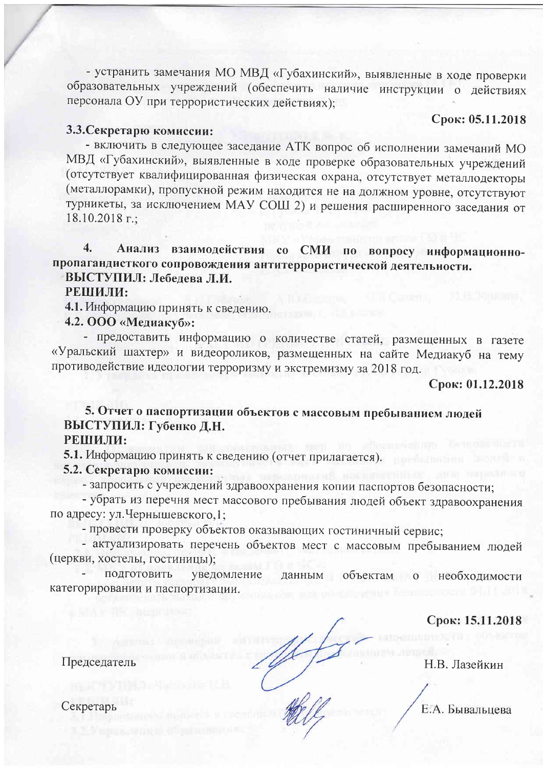- устранить замечания МО МВД «Губахинский», выявленные в ходе проверки образовательных учреждений (обеспечить наличие инструкции о действиях персонала ОУ при террористических действиях);

**Срок: 05.11.2018**

**3.3.Секретарю комиссии:**

- включить в следующее заседание АТК вопрос об исполнении замечаний МО МВД «Губахинский», выявленные в ходе проверке образовательных учреждений (отсутствует квалифицированная физическая охрана, отсутствует металлодекторы (металлорамки), пропускной режим находится не на должном уровне, отсутствуют турникеты, за исключением МАУ СОШ 2) и решения расширенного заседания от 18.10.2018 г.;

**4. Анализ взаимодействия со СМИ по вопросу информационно-пропагандисткого сопровождения антитеррористической деятельности.**

**ВЫСТУПИЛ: Лебедева Л.И.**

**РЕШИЛИ:**

**4.1.** Информацию принять к сведению.

**4.2. ООО «Медиакуб»:**

- предоставить информацию о количестве статей, размещенных в газете «Уральский шахтер» и видеороликов, размещенных на сайте Медиакуб на тему противодействие идеологии терроризму и экстремизму за 2018 год.

**Срок: 01.12.2018**

**5. Отчет о паспортизации объектов с массовым пребыванием людей**

**ВЫСТУПИЛ: Губенко Д.Н.**

**РЕШИЛИ:**

**5.1.** Информацию принять к сведению (отчет прилагается).

**5.2. Секретарю комиссии:**

- запросить с учреждений здравоохранения копии паспортов безопасности;
- убрать из перечня мест массового пребывания людей объект здравоохранения по адресу: ул.Чернышевского,1;
- провести проверку объектов оказывающих гостиничный сервис;
- актуализировать перечень объектов мест с массовым пребыванием людей (церкви, хостелы, гостиницы);
- подготовить уведомление данным объектам о необходимости категорировании и паспортизации.

**Срок: 15.11.2018**

Председатель Н.В. Лазейкин

Секретарь Е.А. Бывальцева